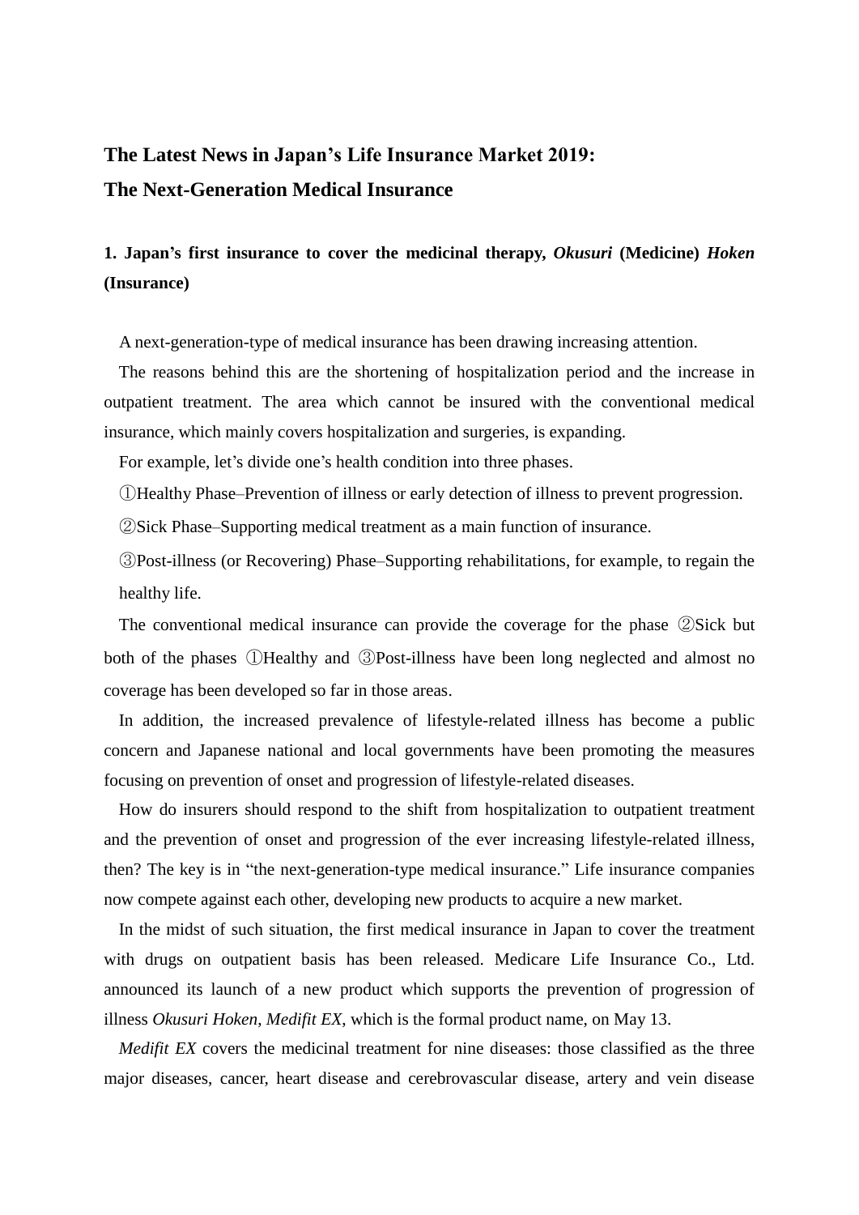# The Latest News in Japan's Life Insurance Market 2019:
# The Next-Generation Medical Insurance

## 1. Japan's first insurance to cover the medicinal therapy, *Okusuri* (Medicine) *Hoken* (Insurance)

A next-generation-type of medical insurance has been drawing increasing attention.

The reasons behind this are the shortening of hospitalization period and the increase in outpatient treatment. The area which cannot be insured with the conventional medical insurance, which mainly covers hospitalization and surgeries, is expanding.

For example, let's divide one's health condition into three phases.

①Healthy Phase–Prevention of illness or early detection of illness to prevent progression.

②Sick Phase–Supporting medical treatment as a main function of insurance.

③Post-illness (or Recovering) Phase–Supporting rehabilitations, for example, to regain the healthy life.

The conventional medical insurance can provide the coverage for the phase ②Sick but both of the phases ①Healthy and ③Post-illness have been long neglected and almost no coverage has been developed so far in those areas.

In addition, the increased prevalence of lifestyle-related illness has become a public concern and Japanese national and local governments have been promoting the measures focusing on prevention of onset and progression of lifestyle-related diseases.

How do insurers should respond to the shift from hospitalization to outpatient treatment and the prevention of onset and progression of the ever increasing lifestyle-related illness, then? The key is in "the next-generation-type medical insurance." Life insurance companies now compete against each other, developing new products to acquire a new market.

In the midst of such situation, the first medical insurance in Japan to cover the treatment with drugs on outpatient basis has been released. Medicare Life Insurance Co., Ltd. announced its launch of a new product which supports the prevention of progression of illness *Okusuri Hoken*, *Medifit EX*, which is the formal product name, on May 13.

*Medifit EX* covers the medicinal treatment for nine diseases: those classified as the three major diseases, cancer, heart disease and cerebrovascular disease, artery and vein disease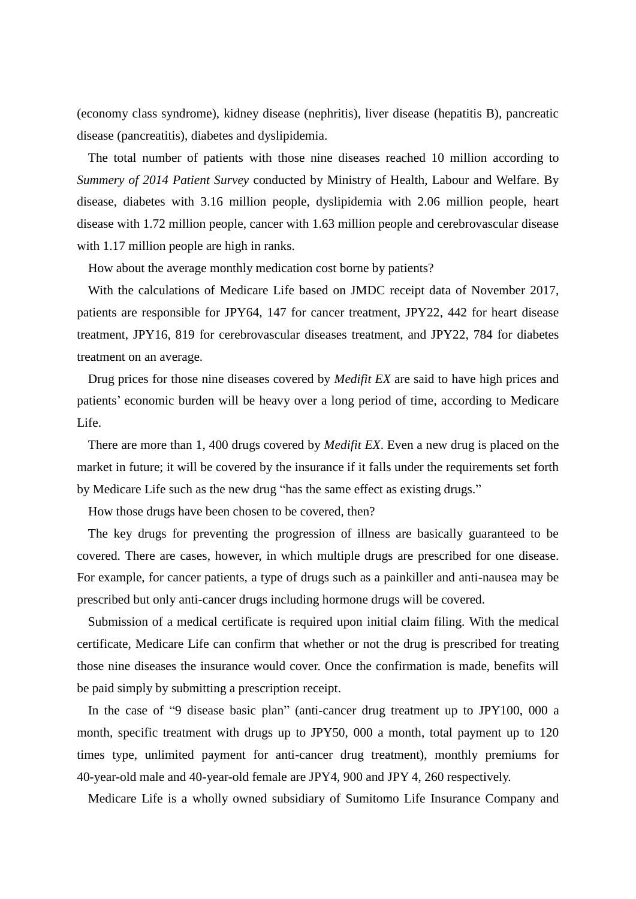(economy class syndrome), kidney disease (nephritis), liver disease (hepatitis B), pancreatic disease (pancreatitis), diabetes and dyslipidemia.

The total number of patients with those nine diseases reached 10 million according to *Summery of 2014 Patient Survey* conducted by Ministry of Health, Labour and Welfare. By disease, diabetes with 3.16 million people, dyslipidemia with 2.06 million people, heart disease with 1.72 million people, cancer with 1.63 million people and cerebrovascular disease with 1.17 million people are high in ranks.

How about the average monthly medication cost borne by patients?

With the calculations of Medicare Life based on JMDC receipt data of November 2017, patients are responsible for JPY64, 147 for cancer treatment, JPY22, 442 for heart disease treatment, JPY16, 819 for cerebrovascular diseases treatment, and JPY22, 784 for diabetes treatment on an average.

Drug prices for those nine diseases covered by *Medifit EX* are said to have high prices and patients' economic burden will be heavy over a long period of time, according to Medicare Life.

There are more than 1, 400 drugs covered by *Medifit EX*. Even a new drug is placed on the market in future; it will be covered by the insurance if it falls under the requirements set forth by Medicare Life such as the new drug "has the same effect as existing drugs."

How those drugs have been chosen to be covered, then?

The key drugs for preventing the progression of illness are basically guaranteed to be covered. There are cases, however, in which multiple drugs are prescribed for one disease. For example, for cancer patients, a type of drugs such as a painkiller and anti-nausea may be prescribed but only anti-cancer drugs including hormone drugs will be covered.

Submission of a medical certificate is required upon initial claim filing. With the medical certificate, Medicare Life can confirm that whether or not the drug is prescribed for treating those nine diseases the insurance would cover. Once the confirmation is made, benefits will be paid simply by submitting a prescription receipt.

In the case of "9 disease basic plan" (anti-cancer drug treatment up to JPY100, 000 a month, specific treatment with drugs up to JPY50, 000 a month, total payment up to 120 times type, unlimited payment for anti-cancer drug treatment), monthly premiums for 40-year-old male and 40-year-old female are JPY4, 900 and JPY 4, 260 respectively.

Medicare Life is a wholly owned subsidiary of Sumitomo Life Insurance Company and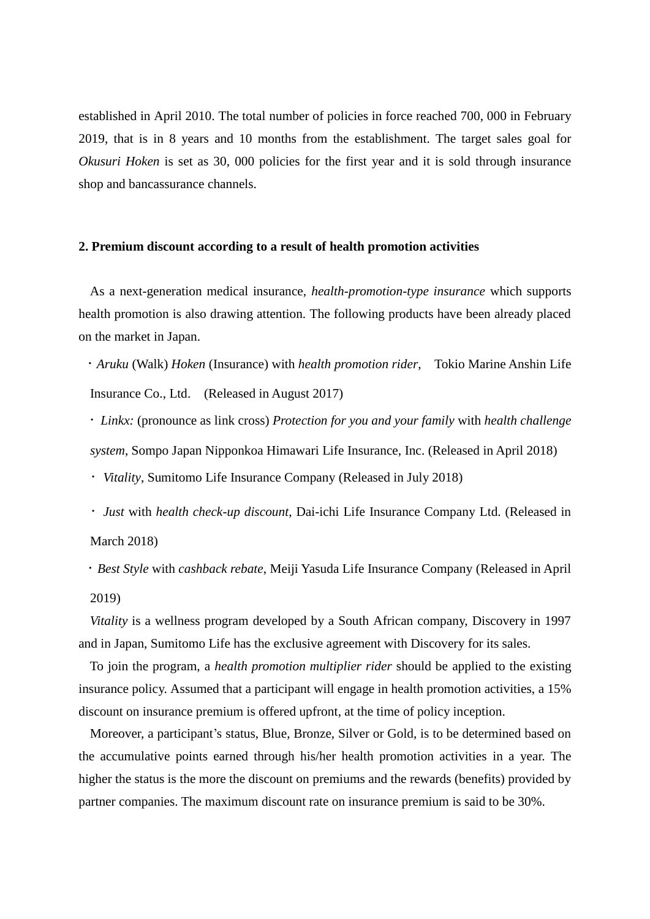established in April 2010. The total number of policies in force reached 700, 000 in February 2019, that is in 8 years and 10 months from the establishment. The target sales goal for *Okusuri Hoken* is set as 30, 000 policies for the first year and it is sold through insurance shop and bancassurance channels.

## 2. Premium discount according to a result of health promotion activities

As a next-generation medical insurance, *health-promotion-type insurance* which supports health promotion is also drawing attention. The following products have been already placed on the market in Japan.

・*Aruku* (Walk) *Hoken* (Insurance) with *health promotion rider*, Tokio Marine Anshin Life Insurance Co., Ltd. (Released in August 2017)

・ *Linkx:* (pronounce as link cross) *Protection for you and your family* with *health challenge system*, Sompo Japan Nipponkoa Himawari Life Insurance, Inc. (Released in April 2018)

・ *Vitality*, Sumitomo Life Insurance Company (Released in July 2018)

・ *Just* with *health check-up discount*, Dai-ichi Life Insurance Company Ltd. (Released in March 2018)

・*Best Style* with *cashback rebate*, Meiji Yasuda Life Insurance Company (Released in April 2019)

*Vitality* is a wellness program developed by a South African company, Discovery in 1997 and in Japan, Sumitomo Life has the exclusive agreement with Discovery for its sales.

To join the program, a *health promotion multiplier rider* should be applied to the existing insurance policy. Assumed that a participant will engage in health promotion activities, a 15% discount on insurance premium is offered upfront, at the time of policy inception.

Moreover, a participant's status, Blue, Bronze, Silver or Gold, is to be determined based on the accumulative points earned through his/her health promotion activities in a year. The higher the status is the more the discount on premiums and the rewards (benefits) provided by partner companies. The maximum discount rate on insurance premium is said to be 30%.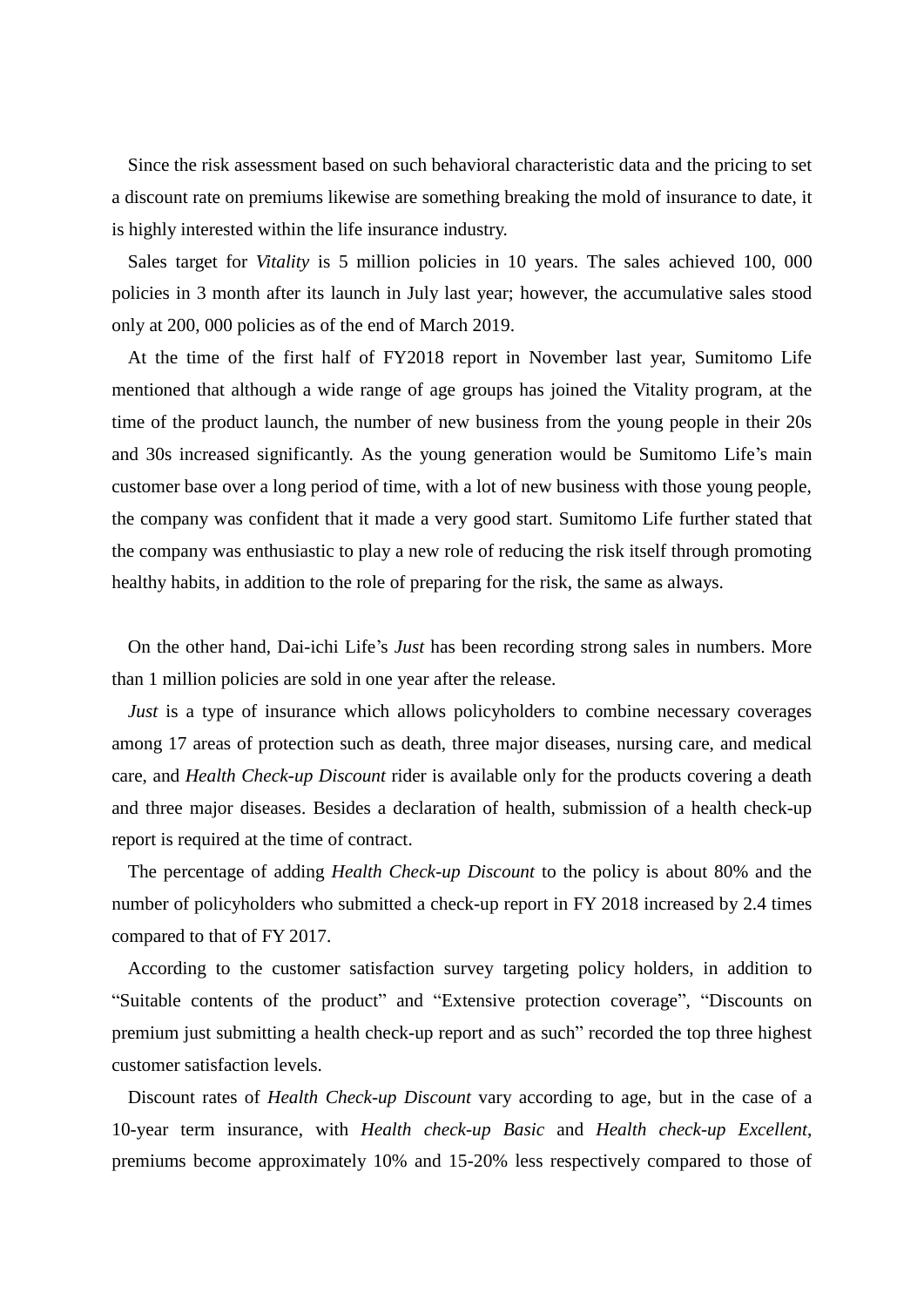Since the risk assessment based on such behavioral characteristic data and the pricing to set a discount rate on premiums likewise are something breaking the mold of insurance to date, it is highly interested within the life insurance industry.

Sales target for *Vitality* is 5 million policies in 10 years. The sales achieved 100, 000 policies in 3 month after its launch in July last year; however, the accumulative sales stood only at 200, 000 policies as of the end of March 2019.

At the time of the first half of FY2018 report in November last year, Sumitomo Life mentioned that although a wide range of age groups has joined the Vitality program, at the time of the product launch, the number of new business from the young people in their 20s and 30s increased significantly. As the young generation would be Sumitomo Life's main customer base over a long period of time, with a lot of new business with those young people, the company was confident that it made a very good start. Sumitomo Life further stated that the company was enthusiastic to play a new role of reducing the risk itself through promoting healthy habits, in addition to the role of preparing for the risk, the same as always.

On the other hand, Dai-ichi Life's *Just* has been recording strong sales in numbers. More than 1 million policies are sold in one year after the release.

*Just* is a type of insurance which allows policyholders to combine necessary coverages among 17 areas of protection such as death, three major diseases, nursing care, and medical care, and *Health Check-up Discount* rider is available only for the products covering a death and three major diseases. Besides a declaration of health, submission of a health check-up report is required at the time of contract.

The percentage of adding *Health Check-up Discount* to the policy is about 80% and the number of policyholders who submitted a check-up report in FY 2018 increased by 2.4 times compared to that of FY 2017.

According to the customer satisfaction survey targeting policy holders, in addition to "Suitable contents of the product" and "Extensive protection coverage", "Discounts on premium just submitting a health check-up report and as such" recorded the top three highest customer satisfaction levels.

Discount rates of *Health Check-up Discount* vary according to age, but in the case of a 10-year term insurance, with *Health check-up Basic* and *Health check-up Excellent*, premiums become approximately 10% and 15-20% less respectively compared to those of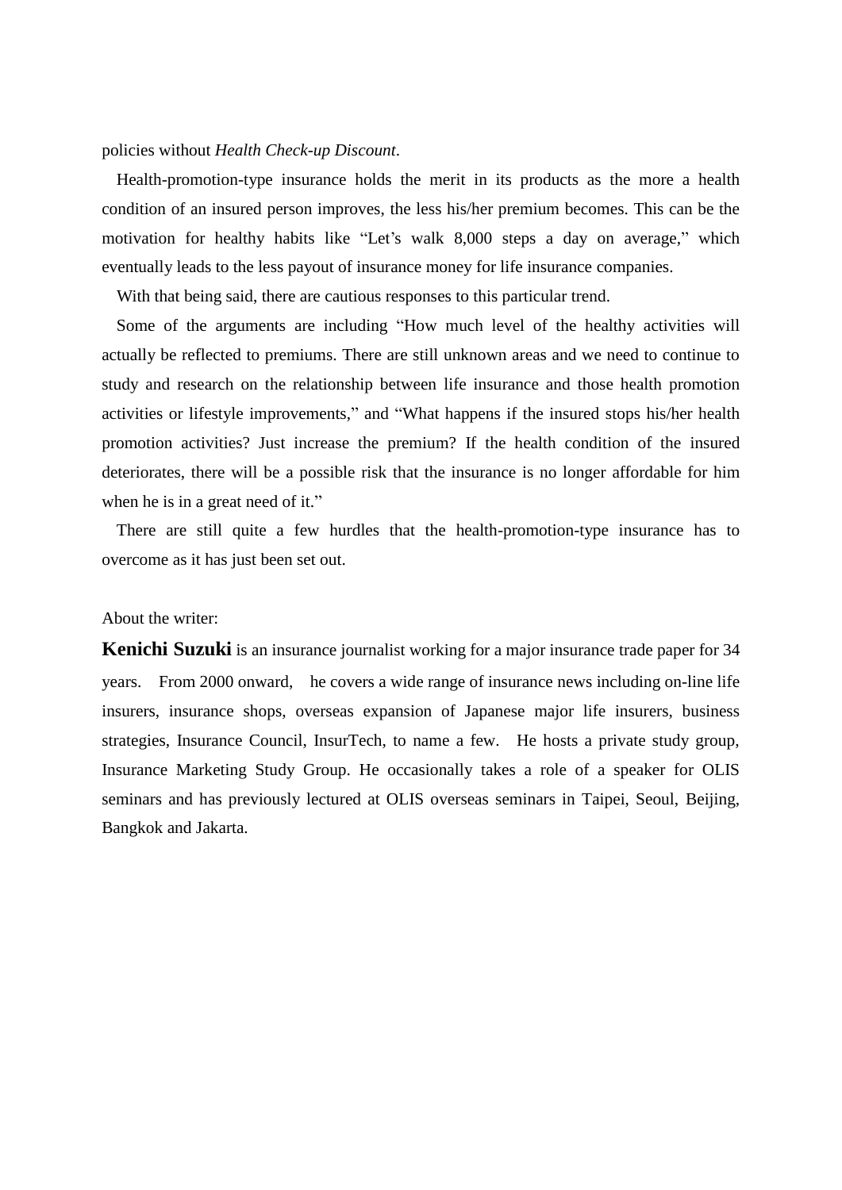policies without *Health Check-up Discount*.

Health-promotion-type insurance holds the merit in its products as the more a health condition of an insured person improves, the less his/her premium becomes. This can be the motivation for healthy habits like “Let’s walk 8,000 steps a day on average,” which eventually leads to the less payout of insurance money for life insurance companies.

With that being said, there are cautious responses to this particular trend.

Some of the arguments are including “How much level of the healthy activities will actually be reflected to premiums. There are still unknown areas and we need to continue to study and research on the relationship between life insurance and those health promotion activities or lifestyle improvements,” and “What happens if the insured stops his/her health promotion activities? Just increase the premium? If the health condition of the insured deteriorates, there will be a possible risk that the insurance is no longer affordable for him when he is in a great need of it.”

There are still quite a few hurdles that the health-promotion-type insurance has to overcome as it has just been set out.

About the writer:

**Kenichi Suzuki** is an insurance journalist working for a major insurance trade paper for 34 years. From 2000 onward, he covers a wide range of insurance news including on-line life insurers, insurance shops, overseas expansion of Japanese major life insurers, business strategies, Insurance Council, InsurTech, to name a few. He hosts a private study group, Insurance Marketing Study Group. He occasionally takes a role of a speaker for OLIS seminars and has previously lectured at OLIS overseas seminars in Taipei, Seoul, Beijing, Bangkok and Jakarta.